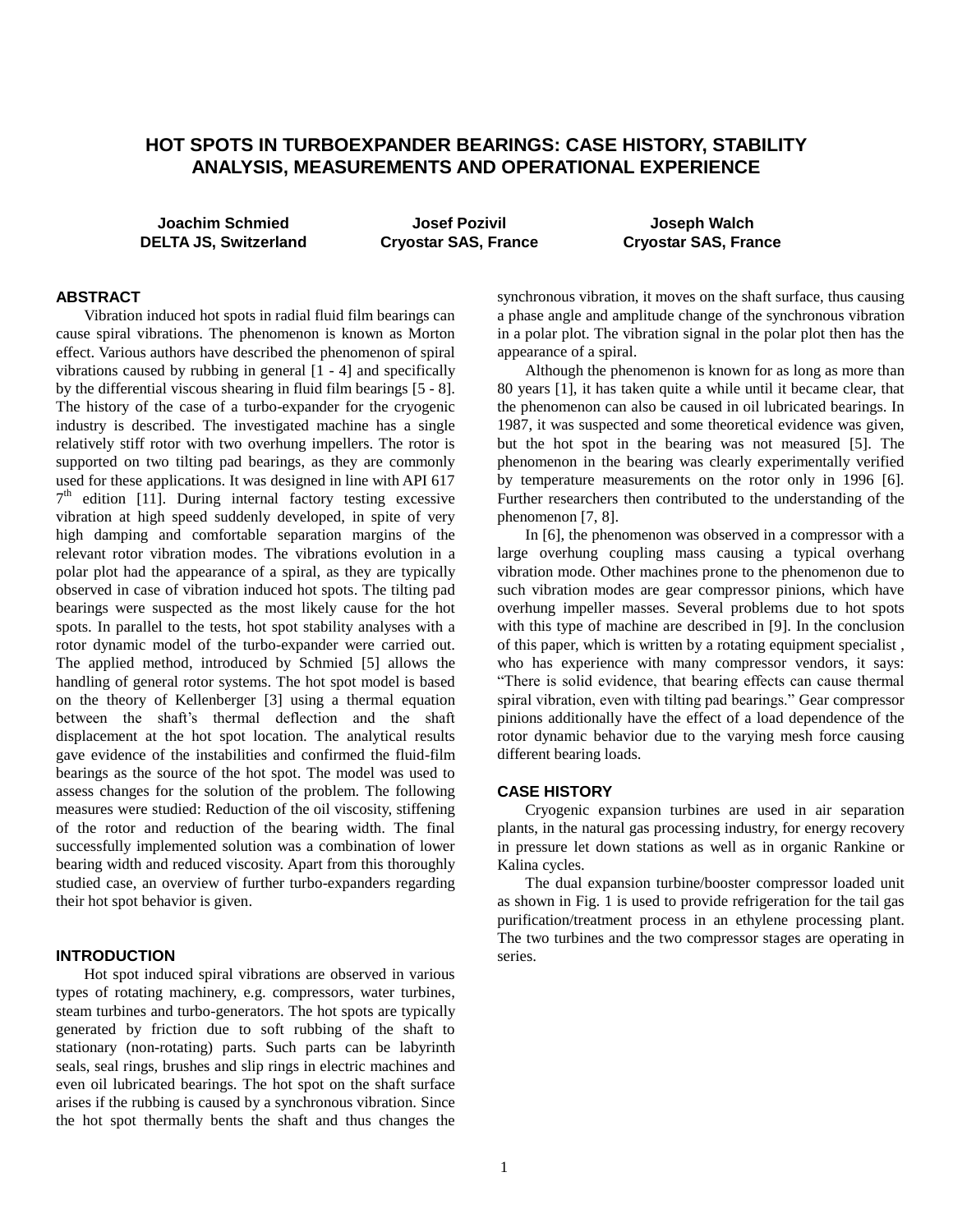# HOT SPOTS IN TURBOEXPANDER BEARINGS: CASE HISTORY, STABILITY ANALYSIS, MEASUREMENTS AND OPERATIONAL EXPERIENCE

**Joachim Schmied**
**DELTA JS, Switzerland**

**Josef Pozivil**
**Cryostar SAS, France**

**Joseph Walch**
**Cryostar SAS, France**

## ABSTRACT

Vibration induced hot spots in radial fluid film bearings can cause spiral vibrations. The phenomenon is known as Morton effect. Various authors have described the phenomenon of spiral vibrations caused by rubbing in general [1 - 4] and specifically by the differential viscous shearing in fluid film bearings [5 - 8]. The history of the case of a turbo-expander for the cryogenic industry is described. The investigated machine has a single relatively stiff rotor with two overhung impellers. The rotor is supported on two tilting pad bearings, as they are commonly used for these applications. It was designed in line with API 617 7th edition [11]. During internal factory testing excessive vibration at high speed suddenly developed, in spite of very high damping and comfortable separation margins of the relevant rotor vibration modes. The vibrations evolution in a polar plot had the appearance of a spiral, as they are typically observed in case of vibration induced hot spots. The tilting pad bearings were suspected as the most likely cause for the hot spots. In parallel to the tests, hot spot stability analyses with a rotor dynamic model of the turbo-expander were carried out. The applied method, introduced by Schmied [5] allows the handling of general rotor systems. The hot spot model is based on the theory of Kellenberger [3] using a thermal equation between the shaft's thermal deflection and the shaft displacement at the hot spot location. The analytical results gave evidence of the instabilities and confirmed the fluid-film bearings as the source of the hot spot. The model was used to assess changes for the solution of the problem. The following measures were studied: Reduction of the oil viscosity, stiffening of the rotor and reduction of the bearing width. The final successfully implemented solution was a combination of lower bearing width and reduced viscosity. Apart from this thoroughly studied case, an overview of further turbo-expanders regarding their hot spot behavior is given.

## INTRODUCTION

Hot spot induced spiral vibrations are observed in various types of rotating machinery, e.g. compressors, water turbines, steam turbines and turbo-generators. The hot spots are typically generated by friction due to soft rubbing of the shaft to stationary (non-rotating) parts. Such parts can be labyrinth seals, seal rings, brushes and slip rings in electric machines and even oil lubricated bearings. The hot spot on the shaft surface arises if the rubbing is caused by a synchronous vibration. Since the hot spot thermally bents the shaft and thus changes the synchronous vibration, it moves on the shaft surface, thus causing a phase angle and amplitude change of the synchronous vibration in a polar plot. The vibration signal in the polar plot then has the appearance of a spiral.

Although the phenomenon is known for as long as more than 80 years [1], it has taken quite a while until it became clear, that the phenomenon can also be caused in oil lubricated bearings. In 1987, it was suspected and some theoretical evidence was given, but the hot spot in the bearing was not measured [5]. The phenomenon in the bearing was clearly experimentally verified by temperature measurements on the rotor only in 1996 [6]. Further researchers then contributed to the understanding of the phenomenon [7, 8].

In [6], the phenomenon was observed in a compressor with a large overhung coupling mass causing a typical overhang vibration mode. Other machines prone to the phenomenon due to such vibration modes are gear compressor pinions, which have overhung impeller masses. Several problems due to hot spots with this type of machine are described in [9]. In the conclusion of this paper, which is written by a rotating equipment specialist , who has experience with many compressor vendors, it says: "There is solid evidence, that bearing effects can cause thermal spiral vibration, even with tilting pad bearings." Gear compressor pinions additionally have the effect of a load dependence of the rotor dynamic behavior due to the varying mesh force causing different bearing loads.

## CASE HISTORY

Cryogenic expansion turbines are used in air separation plants, in the natural gas processing industry, for energy recovery in pressure let down stations as well as in organic Rankine or Kalina cycles.

The dual expansion turbine/booster compressor loaded unit as shown in Fig. 1 is used to provide refrigeration for the tail gas purification/treatment process in an ethylene processing plant. The two turbines and the two compressor stages are operating in series.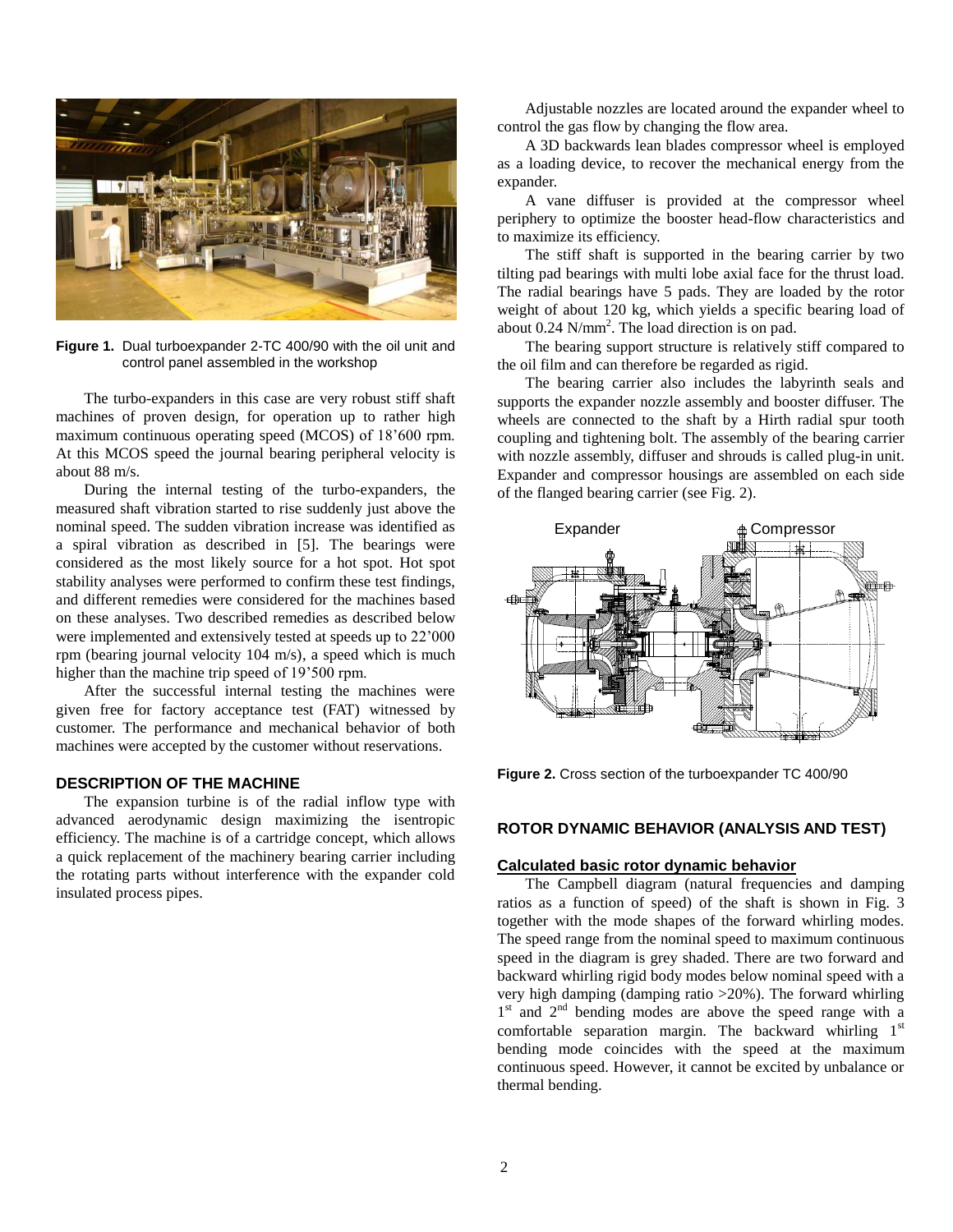**Figure 1.** Dual turboexpander 2-TC 400/90 with the oil unit and control panel assembled in the workshop

The turbo-expanders in this case are very robust stiff shaft machines of proven design, for operation up to rather high maximum continuous operating speed (MCOS) of 18'600 rpm. At this MCOS speed the journal bearing peripheral velocity is about 88 m/s.

During the internal testing of the turbo-expanders, the measured shaft vibration started to rise suddenly just above the nominal speed. The sudden vibration increase was identified as a spiral vibration as described in [5]. The bearings were considered as the most likely source for a hot spot. Hot spot stability analyses were performed to confirm these test findings, and different remedies were considered for the machines based on these analyses. Two described remedies as described below were implemented and extensively tested at speeds up to 22'000 rpm (bearing journal velocity 104 m/s), a speed which is much higher than the machine trip speed of 19'500 rpm.

After the successful internal testing the machines were given free for factory acceptance test (FAT) witnessed by customer. The performance and mechanical behavior of both machines were accepted by the customer without reservations.

## DESCRIPTION OF THE MACHINE

The expansion turbine is of the radial inflow type with advanced aerodynamic design maximizing the isentropic efficiency. The machine is of a cartridge concept, which allows a quick replacement of the machinery bearing carrier including the rotating parts without interference with the expander cold insulated process pipes.

Adjustable nozzles are located around the expander wheel to control the gas flow by changing the flow area.

A 3D backwards lean blades compressor wheel is employed as a loading device, to recover the mechanical energy from the expander.

A vane diffuser is provided at the compressor wheel periphery to optimize the booster head-flow characteristics and to maximize its efficiency.

The stiff shaft is supported in the bearing carrier by two tilting pad bearings with multi lobe axial face for the thrust load. The radial bearings have 5 pads. They are loaded by the rotor weight of about 120 kg, which yields a specific bearing load of about 0.24 N/mm$^2$. The load direction is on pad.

The bearing support structure is relatively stiff compared to the oil film and can therefore be regarded as rigid.

The bearing carrier also includes the labyrinth seals and supports the expander nozzle assembly and booster diffuser. The wheels are connected to the shaft by a Hirth radial spur tooth coupling and tightening bolt. The assembly of the bearing carrier with nozzle assembly, diffuser and shrouds is called plug-in unit. Expander and compressor housings are assembled on each side of the flanged bearing carrier (see Fig. 2).

**Figure 2.** Cross section of the turboexpander TC 400/90

## ROTOR DYNAMIC BEHAVIOR (ANALYSIS AND TEST)

### Calculated basic rotor dynamic behavior

The Campbell diagram (natural frequencies and damping ratios as a function of speed) of the shaft is shown in Fig. 3 together with the mode shapes of the forward whirling modes. The speed range from the nominal speed to maximum continuous speed in the diagram is grey shaded. There are two forward and backward whirling rigid body modes below nominal speed with a very high damping (damping ratio >20%). The forward whirling 1$^{st}$ and 2$^{nd}$ bending modes are above the speed range with a comfortable separation margin. The backward whirling 1$^{st}$ bending mode coincides with the speed at the maximum continuous speed. However, it cannot be excited by unbalance or thermal bending.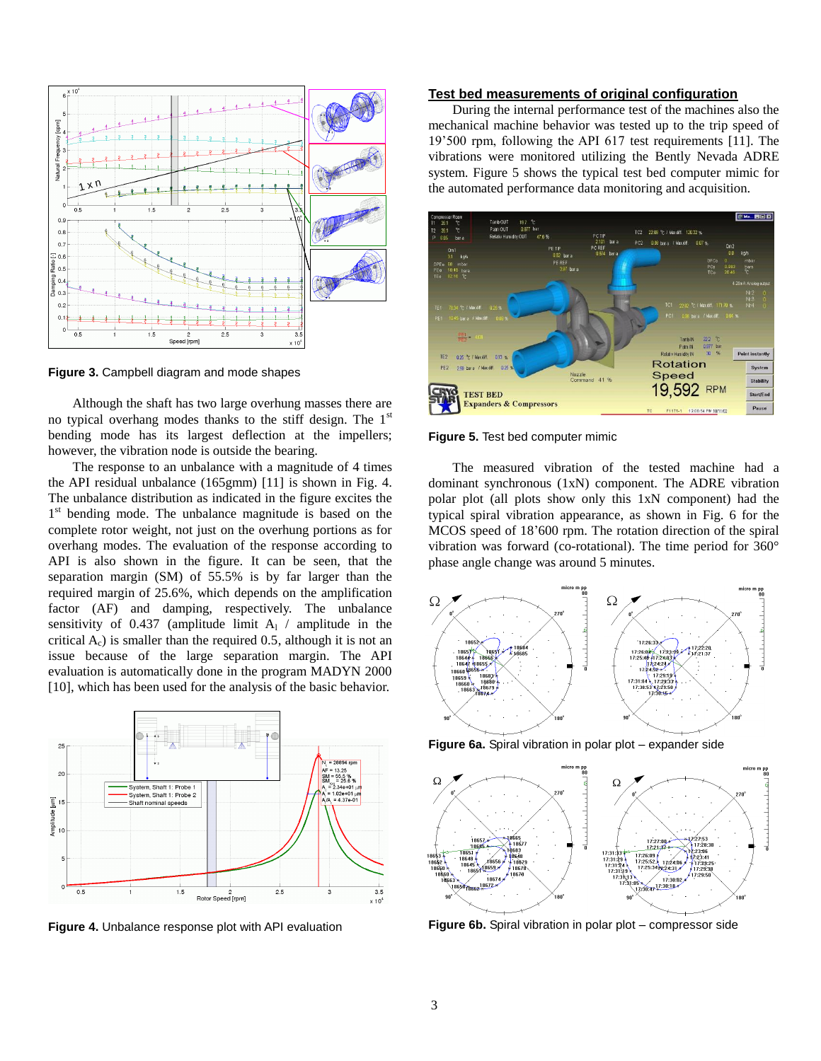Figure 3. Campbell diagram and mode shapes

Although the shaft has two large overhung masses there are no typical overhang modes thanks to the stiff design. The 1st bending mode has its largest deflection at the impellers; however, the vibration node is outside the bearing.

The response to an unbalance with a magnitude of 4 times the API residual unbalance (165gmm) [11] is shown in Fig. 4. The unbalance distribution as indicated in the figure excites the 1st bending mode. The unbalance magnitude is based on the complete rotor weight, not just on the overhung portions as for overhang modes. The evaluation of the response according to API is also shown in the figure. It can be seen, that the separation margin (SM) of 55.5% is by far larger than the required margin of 25.6%, which depends on the amplification factor (AF) and damping, respectively. The unbalance sensitivity of 0.437 (amplitude limit $A_l$ / amplitude in the critical $A_c$) is smaller than the required 0.5, although it is not an issue because of the large separation margin. The API evaluation is automatically done in the program MADYN 2000 [10], which has been used for the analysis of the basic behavior.

**Figure 4.** Unbalance response plot with API evaluation

## Test bed measurements of original configuration

During the internal performance test of the machines also the mechanical machine behavior was tested up to the trip speed of 19'500 rpm, following the API 617 test requirements [11]. The vibrations were monitored utilizing the Bently Nevada ADRE system. Figure 5 shows the typical test bed computer mimic for the automated performance data monitoring and acquisition.

**Figure 5.** Test bed computer mimic

The measured vibration of the tested machine had a dominant synchronous (1xN) component. The ADRE vibration polar plot (all plots show only this 1xN component) had the typical spiral vibration appearance, as shown in Fig. 6 for the MCOS speed of 18'600 rpm. The rotation direction of the spiral vibration was forward (co-rotational). The time period for 360° phase angle change was around 5 minutes.

**Figure 6a.** Spiral vibration in polar plot – expander side

**Figure 6b.** Spiral vibration in polar plot – compressor side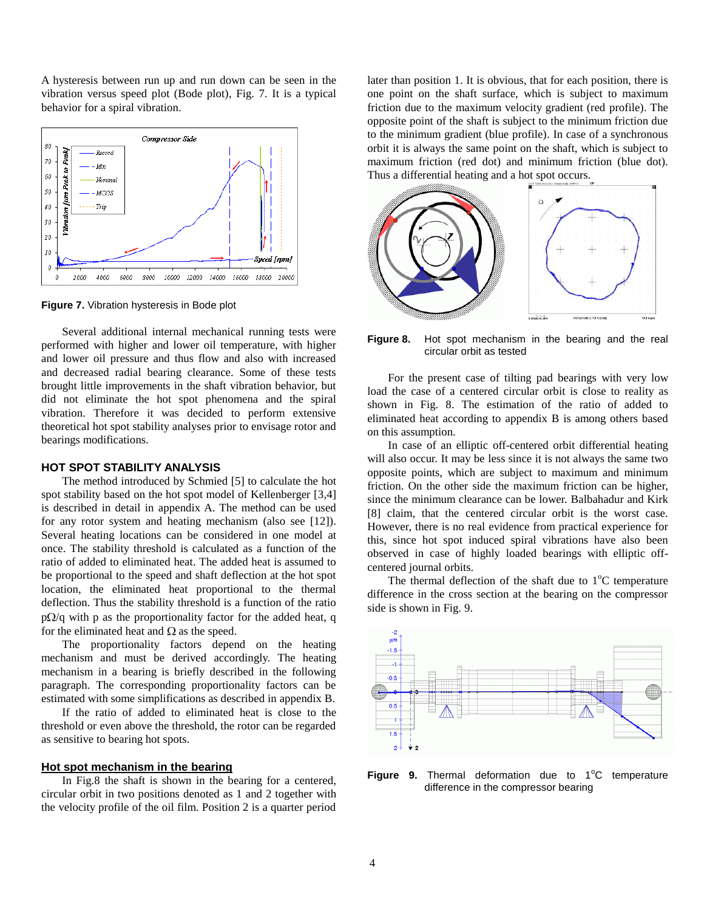A hysteresis between run up and run down can be seen in the vibration versus speed plot (Bode plot), Fig. 7. It is a typical behavior for a spiral vibration.

**Figure 7.** Vibration hysteresis in Bode plot

Several additional internal mechanical running tests were performed with higher and lower oil temperature, with higher and lower oil pressure and thus flow and also with increased and decreased radial bearing clearance. Some of these tests brought little improvements in the shaft vibration behavior, but did not eliminate the hot spot phenomena and the spiral vibration. Therefore it was decided to perform extensive theoretical hot spot stability analyses prior to envisage rotor and bearings modifications.

## HOT SPOT STABILITY ANALYSIS

The method introduced by Schmied [5] to calculate the hot spot stability based on the hot spot model of Kellenberger [3,4] is described in detail in appendix A. The method can be used for any rotor system and heating mechanism (also see [12]). Several heating locations can be considered in one model at once. The stability threshold is calculated as a function of the ratio of added to eliminated heat. The added heat is assumed to be proportional to the speed and shaft deflection at the hot spot location, the eliminated heat proportional to the thermal deflection. Thus the stability threshold is a function of the ratio $p\Omega/q$ with p as the proportionality factor for the added heat, q for the eliminated heat and $\Omega$ as the speed.

The proportionality factors depend on the heating mechanism and must be derived accordingly. The heating mechanism in a bearing is briefly described in the following paragraph. The corresponding proportionality factors can be estimated with some simplifications as described in appendix B.

If the ratio of added to eliminated heat is close to the threshold or even above the threshold, the rotor can be regarded as sensitive to bearing hot spots.

### Hot spot mechanism in the bearing

In Fig.8 the shaft is shown in the bearing for a centered, circular orbit in two positions denoted as 1 and 2 together with the velocity profile of the oil film. Position 2 is a quarter period later than position 1. It is obvious, that for each position, there is one point on the shaft surface, which is subject to maximum friction due to the maximum velocity gradient (red profile). The opposite point of the shaft is subject to the minimum friction due to the minimum gradient (blue profile). In case of a synchronous orbit it is always the same point on the shaft, which is subject to maximum friction (red dot) and minimum friction (blue dot). Thus a differential heating and a hot spot occurs.

**Figure 8.** Hot spot mechanism in the bearing and the real circular orbit as tested

For the present case of tilting pad bearings with very low load the case of a centered circular orbit is close to reality as shown in Fig. 8. The estimation of the ratio of added to eliminated heat according to appendix B is among others based on this assumption.

In case of an elliptic off-centered orbit differential heating will also occur. It may be less since it is not always the same two opposite points, which are subject to maximum and minimum friction. On the other side the maximum friction can be higher, since the minimum clearance can be lower. Balbahadur and Kirk [8] claim, that the centered circular orbit is the worst case. However, there is no real evidence from practical experience for this, since hot spot induced spiral vibrations have also been observed in case of highly loaded bearings with elliptic off-centered journal orbits.

The thermal deflection of the shaft due to 1°C temperature difference in the cross section at the bearing on the compressor side is shown in Fig. 9.

**Figure 9.** Thermal deformation due to 1°C temperature difference in the compressor bearing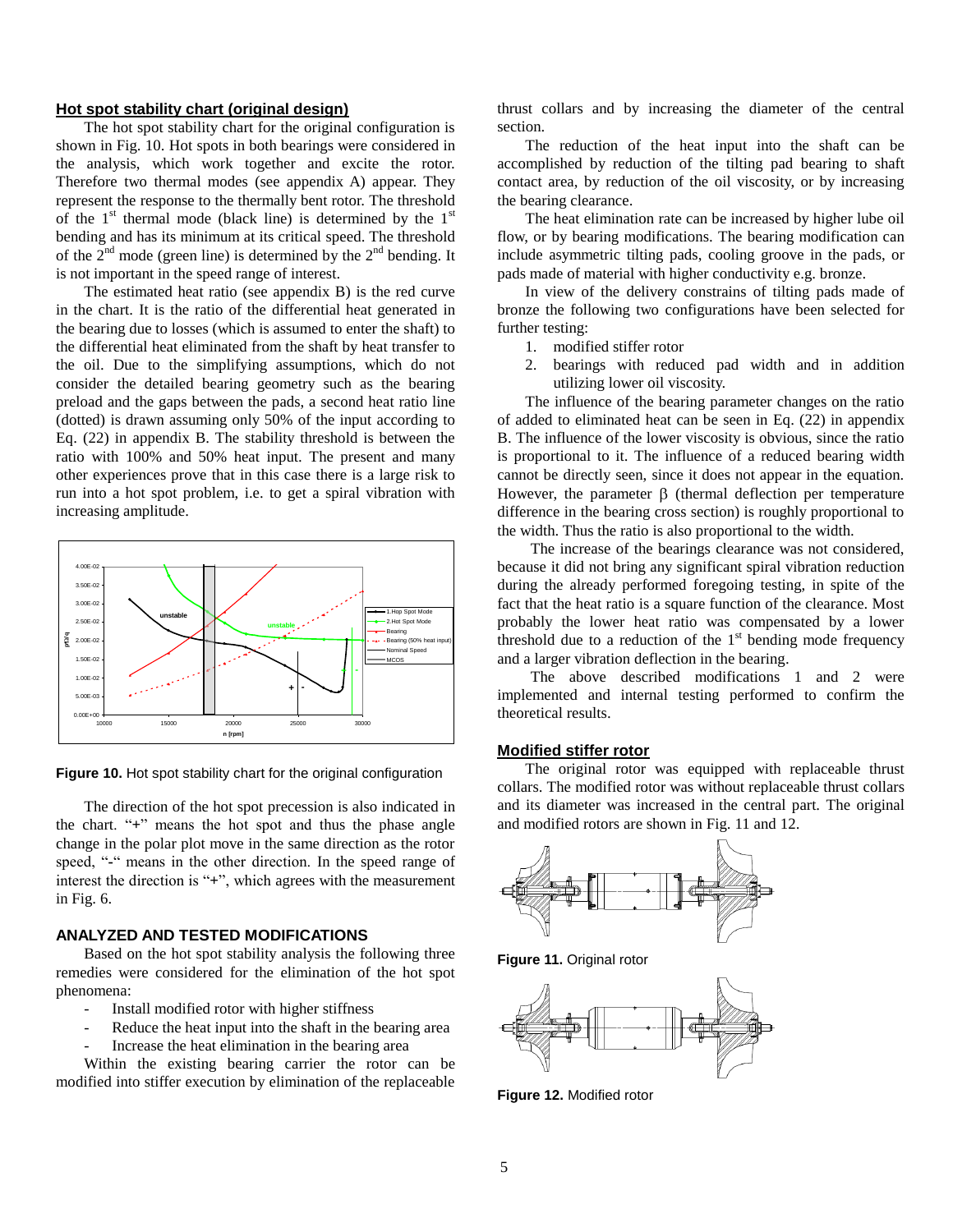## Hot spot stability chart (original design)

The hot spot stability chart for the original configuration is shown in Fig. 10. Hot spots in both bearings were considered in the analysis, which work together and excite the rotor. Therefore two thermal modes (see appendix A) appear. They represent the response to the thermally bent rotor. The threshold of the 1[st] thermal mode (black line) is determined by the 1[st] bending and has its minimum at its critical speed. The threshold of the 2[nd] mode (green line) is determined by the 2[nd] bending. It is not important in the speed range of interest.

The estimated heat ratio (see appendix B) is the red curve in the chart. It is the ratio of the differential heat generated in the bearing due to losses (which is assumed to enter the shaft) to the differential heat eliminated from the shaft by heat transfer to the oil. Due to the simplifying assumptions, which do not consider the detailed bearing geometry such as the bearing preload and the gaps between the pads, a second heat ratio line (dotted) is drawn assuming only 50% of the input according to Eq. (22) in appendix B. The stability threshold is between the ratio with 100% and 50% heat input. The present and many other experiences prove that in this case there is a large risk to run into a hot spot problem, i.e. to get a spiral vibration with increasing amplitude.

**Figure 10.** Hot spot stability chart for the original configuration

The direction of the hot spot precession is also indicated in the chart. "+" means the hot spot and thus the phase angle change in the polar plot move in the same direction as the rotor speed, "-" means in the other direction. In the speed range of interest the direction is "+", which agrees with the measurement in Fig. 6.

## ANALYZED AND TESTED MODIFICATIONS

Based on the hot spot stability analysis the following three remedies were considered for the elimination of the hot spot phenomena:

- Install modified rotor with higher stiffness
- Reduce the heat input into the shaft in the bearing area
- Increase the heat elimination in the bearing area

Within the existing bearing carrier the rotor can be modified into stiffer execution by elimination of the replaceable thrust collars and by increasing the diameter of the central section.

The reduction of the heat input into the shaft can be accomplished by reduction of the tilting pad bearing to shaft contact area, by reduction of the oil viscosity, or by increasing the bearing clearance.

The heat elimination rate can be increased by higher lube oil flow, or by bearing modifications. The bearing modification can include asymmetric tilting pads, cooling groove in the pads, or pads made of material with higher conductivity e.g. bronze.

In view of the delivery constrains of tilting pads made of bronze the following two configurations have been selected for further testing:

1. modified stiffer rotor
2. bearings with reduced pad width and in addition utilizing lower oil viscosity.

The influence of the bearing parameter changes on the ratio of added to eliminated heat can be seen in Eq. (22) in appendix B. The influence of the lower viscosity is obvious, since the ratio is proportional to it. The influence of a reduced bearing width cannot be directly seen, since it does not appear in the equation. However, the parameter $\beta$ (thermal deflection per temperature difference in the bearing cross section) is roughly proportional to the width. Thus the ratio is also proportional to the width.

The increase of the bearings clearance was not considered, because it did not bring any significant spiral vibration reduction during the already performed foregoing testing, in spite of the fact that the heat ratio is a square function of the clearance. Most probably the lower heat ratio was compensated by a lower threshold due to a reduction of the 1[st] bending mode frequency and a larger vibration deflection in the bearing.

The above described modifications 1 and 2 were implemented and internal testing performed to confirm the theoretical results.

## Modified stiffer rotor

The original rotor was equipped with replaceable thrust collars. The modified rotor was without replaceable thrust collars and its diameter was increased in the central part. The original and modified rotors are shown in Fig. 11 and 12.

**Figure 11.** Original rotor

**Figure 12.** Modified rotor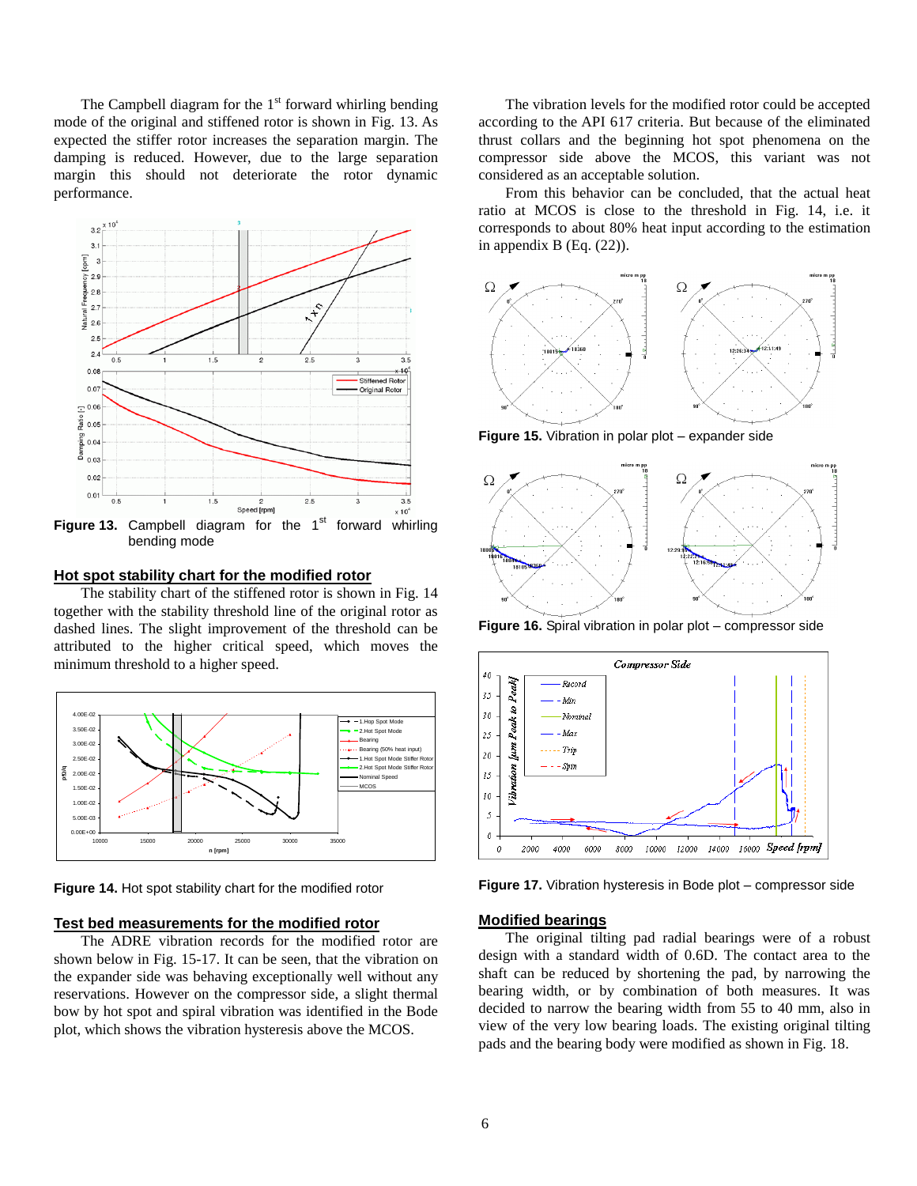The Campbell diagram for the 1st forward whirling bending mode of the original and stiffened rotor is shown in Fig. 13. As expected the stiffer rotor increases the separation margin. The damping is reduced. However, due to the large separation margin this should not deteriorate the rotor dynamic performance.

**Figure 13.** Campbell diagram for the 1st forward whirling bending mode

## Hot spot stability chart for the modified rotor

The stability chart of the stiffened rotor is shown in Fig. 14 together with the stability threshold line of the original rotor as dashed lines. The slight improvement of the threshold can be attributed to the higher critical speed, which moves the minimum threshold to a higher speed.

**Figure 14.** Hot spot stability chart for the modified rotor

## Test bed measurements for the modified rotor

The ADRE vibration records for the modified rotor are shown below in Fig. 15-17. It can be seen, that the vibration on the expander side was behaving exceptionally well without any reservations. However on the compressor side, a slight thermal bow by hot spot and spiral vibration was identified in the Bode plot, which shows the vibration hysteresis above the MCOS.

The vibration levels for the modified rotor could be accepted according to the API 617 criteria. But because of the eliminated thrust collars and the beginning hot spot phenomena on the compressor side above the MCOS, this variant was not considered as an acceptable solution.

From this behavior can be concluded, that the actual heat ratio at MCOS is close to the threshold in Fig. 14, i.e. it corresponds to about 80% heat input according to the estimation in appendix B (Eq. (22)).

**Figure 15.** Vibration in polar plot – expander side

**Figure 16.** Spiral vibration in polar plot – compressor side

**Figure 17.** Vibration hysteresis in Bode plot – compressor side

## Modified bearings

The original tilting pad radial bearings were of a robust design with a standard width of 0.6D. The contact area to the shaft can be reduced by shortening the pad, by narrowing the bearing width, or by combination of both measures. It was decided to narrow the bearing width from 55 to 40 mm, also in view of the very low bearing loads. The existing original tilting pads and the bearing body were modified as shown in Fig. 18.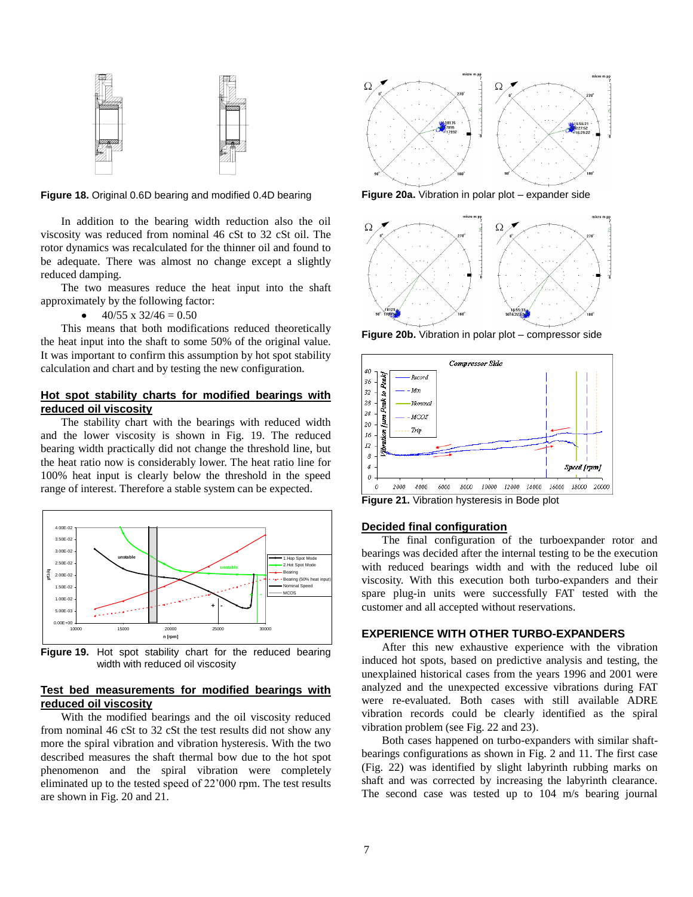**Figure 18.** Original 0.6D bearing and modified 0.4D bearing

In addition to the bearing width reduction also the oil viscosity was reduced from nominal 46 cSt to 32 cSt oil. The rotor dynamics was recalculated for the thinner oil and found to be adequate. There was almost no change except a slightly reduced damping.

The two measures reduce the heat input into the shaft approximately by the following factor:

- 40/55 x 32/46 = 0.50

This means that both modifications reduced theoretically the heat input into the shaft to some 50% of the original value. It was important to confirm this assumption by hot spot stability calculation and chart and by testing the new configuration.

## Hot spot stability charts for modified bearings with reduced oil viscosity

The stability chart with the bearings with reduced width and the lower viscosity is shown in Fig. 19. The reduced bearing width practically did not change the threshold line, but the heat ratio now is considerably lower. The heat ratio line for 100% heat input is clearly below the threshold in the speed range of interest. Therefore a stable system can be expected.

**Figure 19.** Hot spot stability chart for the reduced bearing width with reduced oil viscosity

## Test bed measurements for modified bearings with reduced oil viscosity

With the modified bearings and the oil viscosity reduced from nominal 46 cSt to 32 cSt the test results did not show any more the spiral vibration and vibration hysteresis. With the two described measures the shaft thermal bow due to the hot spot phenomenon and the spiral vibration were completely eliminated up to the tested speed of 22'000 rpm. The test results are shown in Fig. 20 and 21.

**Figure 20a.** Vibration in polar plot – expander side

**Figure 20b.** Vibration in polar plot – compressor side

**Figure 21.** Vibration hysteresis in Bode plot

## Decided final configuration

The final configuration of the turboexpander rotor and bearings was decided after the internal testing to be the execution with reduced bearings width and with the reduced lube oil viscosity. With this execution both turbo-expanders and their spare plug-in units were successfully FAT tested with the customer and all accepted without reservations.

## EXPERIENCE WITH OTHER TURBO-EXPANDERS

After this new exhaustive experience with the vibration induced hot spots, based on predictive analysis and testing, the unexplained historical cases from the years 1996 and 2001 were analyzed and the unexpected excessive vibrations during FAT were re-evaluated. Both cases with still available ADRE vibration records could be clearly identified as the spiral vibration problem (see Fig. 22 and 23).

Both cases happened on turbo-expanders with similar shaft-bearings configurations as shown in Fig. 2 and 11. The first case (Fig. 22) was identified by slight labyrinth rubbing marks on shaft and was corrected by increasing the labyrinth clearance. The second case was tested up to 104 m/s bearing journal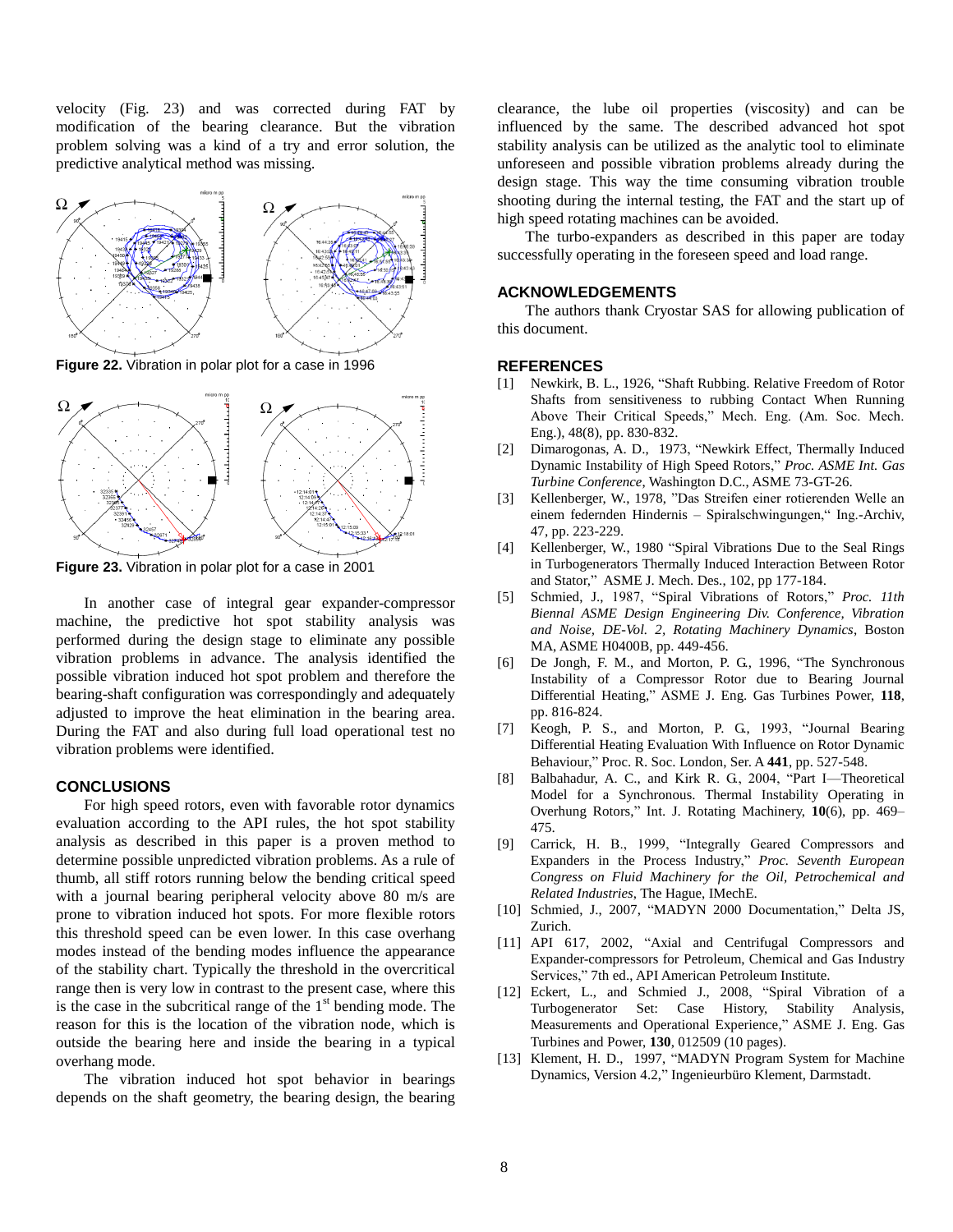velocity (Fig. 23) and was corrected during FAT by modification of the bearing clearance. But the vibration problem solving was a kind of a try and error solution, the predictive analytical method was missing.

**Figure 22.** Vibration in polar plot for a case in 1996

**Figure 23.** Vibration in polar plot for a case in 2001

In another case of integral gear expander-compressor machine, the predictive hot spot stability analysis was performed during the design stage to eliminate any possible vibration problems in advance. The analysis identified the possible vibration induced hot spot problem and therefore the bearing-shaft configuration was correspondingly and adequately adjusted to improve the heat elimination in the bearing area. During the FAT and also during full load operational test no vibration problems were identified.

## CONCLUSIONS

For high speed rotors, even with favorable rotor dynamics evaluation according to the API rules, the hot spot stability analysis as described in this paper is a proven method to determine possible unpredicted vibration problems. As a rule of thumb, all stiff rotors running below the bending critical speed with a journal bearing peripheral velocity above 80 m/s are prone to vibration induced hot spots. For more flexible rotors this threshold speed can be even lower. In this case overhang modes instead of the bending modes influence the appearance of the stability chart. Typically the threshold in the overcritical range then is very low in contrast to the present case, where this is the case in the subcritical range of the 1st bending mode. The reason for this is the location of the vibration node, which is outside the bearing here and inside the bearing in a typical overhang mode.

The vibration induced hot spot behavior in bearings depends on the shaft geometry, the bearing design, the bearing clearance, the lube oil properties (viscosity) and can be influenced by the same. The described advanced hot spot stability analysis can be utilized as the analytic tool to eliminate unforeseen and possible vibration problems already during the design stage. This way the time consuming vibration trouble shooting during the internal testing, the FAT and the start up of high speed rotating machines can be avoided.

The turbo-expanders as described in this paper are today successfully operating in the foreseen speed and load range.

## ACKNOWLEDGEMENTS

The authors thank Cryostar SAS for allowing publication of this document.

## REFERENCES

[1] Newkirk, B. L., 1926, "Shaft Rubbing. Relative Freedom of Rotor Shafts from sensitiveness to rubbing Contact When Running Above Their Critical Speeds," Mech. Eng. (Am. Soc. Mech. Eng.), 48(8), pp. 830-832.

[2] Dimarogonas, A. D., 1973, "Newkirk Effect, Thermally Induced Dynamic Instability of High Speed Rotors," *Proc. ASME Int. Gas Turbine Conference*, Washington D.C., ASME 73-GT-26.

[3] Kellenberger, W., 1978, "Das Streifen einer rotierenden Welle an einem federnden Hindernis – Spiralschwingungen," Ing.-Archiv, 47, pp. 223-229.

[4] Kellenberger, W., 1980 "Spiral Vibrations Due to the Seal Rings in Turbogenerators Thermally Induced Interaction Between Rotor and Stator," ASME J. Mech. Des., 102, pp 177-184.

[5] Schmied, J., 1987, "Spiral Vibrations of Rotors," *Proc. 11th Biennal ASME Design Engineering Div. Conference, Vibration and Noise, DE-Vol. 2, Rotating Machinery Dynamics*, Boston MA, ASME H0400B, pp. 449-456.

[6] De Jongh, F. M., and Morton, P. G., 1996, "The Synchronous Instability of a Compressor Rotor due to Bearing Journal Differential Heating," ASME J. Eng. Gas Turbines Power, **118**, pp. 816-824.

[7] Keogh, P. S., and Morton, P. G., 1993, "Journal Bearing Differential Heating Evaluation With Influence on Rotor Dynamic Behaviour," Proc. R. Soc. London, Ser. A **441**, pp. 527-548.

[8] Balbahadur, A. C., and Kirk R. G., 2004, "Part I—Theoretical Model for a Synchronous. Thermal Instability Operating in Overhung Rotors," Int. J. Rotating Machinery, **10**(6), pp. 469–475.

[9] Carrick, H. B., 1999, "Integrally Geared Compressors and Expanders in the Process Industry," *Proc. Seventh European Congress on Fluid Machinery for the Oil, Petrochemical and Related Industries*, The Hague, IMechE.

[10] Schmied, J., 2007, "MADYN 2000 Documentation," Delta JS, Zurich.

[11] API 617, 2002, "Axial and Centrifugal Compressors and Expander-compressors for Petroleum, Chemical and Gas Industry Services," 7th ed., API American Petroleum Institute.

[12] Eckert, L., and Schmied J., 2008, "Spiral Vibration of a Turbogenerator Set: Case History, Stability Analysis, Measurements and Operational Experience," ASME J. Eng. Gas Turbines and Power, **130**, 012509 (10 pages).

[13] Klement, H. D., 1997, "MADYN Program System for Machine Dynamics, Version 4.2," Ingenieurbüro Klement, Darmstadt.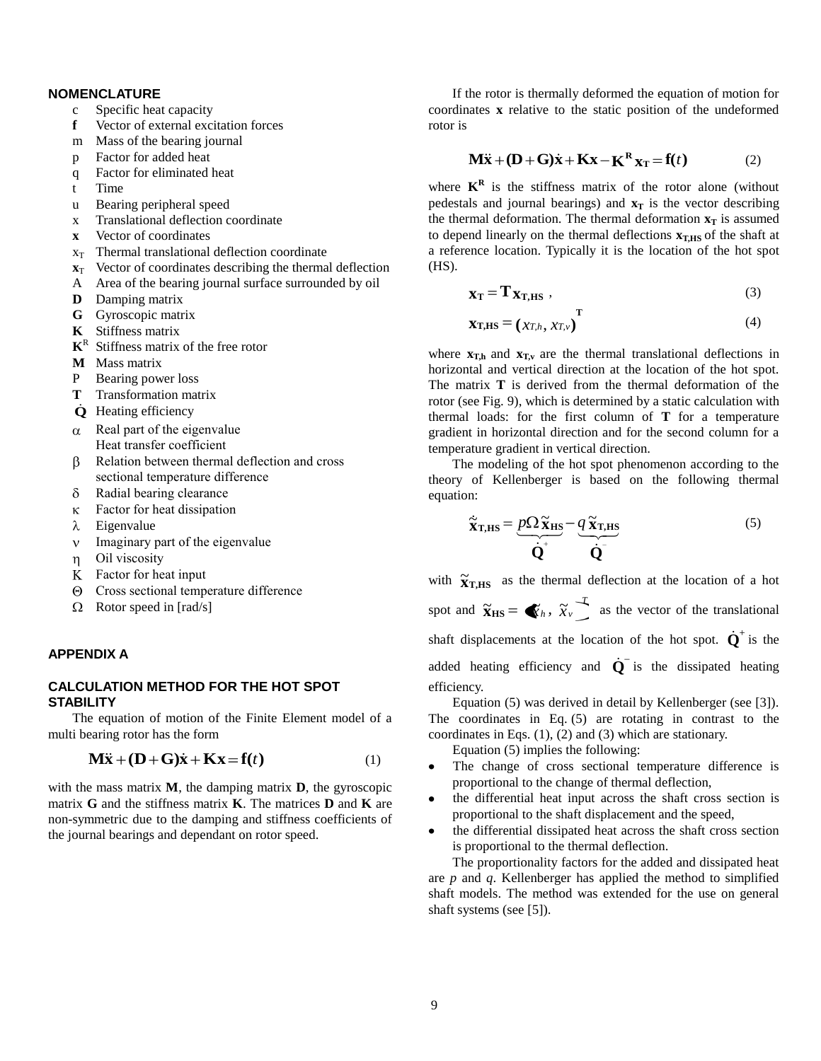## NOMENCLATURE

- c  Specific heat capacity
- **f**  Vector of external excitation forces
- m  Mass of the bearing journal
- p  Factor for added heat
- q  Factor for eliminated heat
- t  Time
- u  Bearing peripheral speed
- x  Translational deflection coordinate
- **x**  Vector of coordinates
- $x_T$  Thermal translational deflection coordinate
- $\mathbf{x}_T$  Vector of coordinates describing the thermal deflection
- A  Area of the bearing journal surface surrounded by oil
- **D**  Damping matrix
- **G**  Gyroscopic matrix
- **K**  Stiffness matrix
- $\mathbf{K}^R$  Stiffness matrix of the free rotor
- **M**  Mass matrix
- P  Bearing power loss
- **T**  Transformation matrix
- $\dot{\mathbf{Q}}$  Heating efficiency
- $\alpha$  Real part of the eigenvalue; Heat transfer coefficient
- $\beta$  Relation between thermal deflection and cross sectional temperature difference
- $\delta$  Radial bearing clearance
- $\kappa$  Factor for heat dissipation
- $\lambda$  Eigenvalue
- $\nu$  Imaginary part of the eigenvalue
- $\eta$  Oil viscosity
- $K$  Factor for heat input
- $\Theta$  Cross sectional temperature difference
- $\Omega$  Rotor speed in [rad/s]

## APPENDIX A

## CALCULATION METHOD FOR THE HOT SPOT STABILITY

The equation of motion of the Finite Element model of a multi bearing rotor has the form

$$\mathbf{M}\ddot{\mathbf{x}} + (\mathbf{D}+\mathbf{G})\dot{\mathbf{x}} + \mathbf{K}\mathbf{x} = \mathbf{f}(t) \qquad (1)$$

with the mass matrix **M**, the damping matrix **D**, the gyroscopic matrix **G** and the stiffness matrix **K**. The matrices **D** and **K** are non-symmetric due to the damping and stiffness coefficients of the journal bearings and dependant on rotor speed.

If the rotor is thermally deformed the equation of motion for coordinates **x** relative to the static position of the undeformed rotor is

$$\mathbf{M}\ddot{\mathbf{x}} + (\mathbf{D}+\mathbf{G})\dot{\mathbf{x}} + \mathbf{K}\mathbf{x} - \mathbf{K}^{\mathbf{R}}\mathbf{x}_{\mathbf{T}} = \mathbf{f}(t) \qquad (2)$$

where $\mathbf{K}^{\mathbf{R}}$ is the stiffness matrix of the rotor alone (without pedestals and journal bearings) and $\mathbf{x}_{\mathbf{T}}$ is the vector describing the thermal deformation. The thermal deformation $\mathbf{x}_{\mathbf{T}}$ is assumed to depend linearly on the thermal deflections $\mathbf{x}_{\mathbf{T,HS}}$ of the shaft at a reference location. Typically it is the location of the hot spot (HS).

$$\mathbf{x}_{\mathbf{T}} = \mathbf{T}\,\mathbf{x}_{\mathbf{T,HS}} \,, \qquad (3)$$

$$\mathbf{x}_{\mathbf{T,HS}} = (x_{T,h},\, x_{T,v})^{\mathbf{T}} \qquad (4)$$

where $\mathbf{x}_{\mathbf{T,h}}$ and $\mathbf{x}_{\mathbf{T,v}}$ are the thermal translational deflections in horizontal and vertical direction at the location of the hot spot. The matrix **T** is derived from the thermal deformation of the rotor (see Fig. 9), which is determined by a static calculation with thermal loads: for the first column of **T** for a temperature gradient in horizontal direction and for the second column for a temperature gradient in vertical direction.

The modeling of the hot spot phenomenon according to the theory of Kellenberger is based on the following thermal equation:

$$\dot{\tilde{\mathbf{x}}}_{\mathbf{T,HS}} = \underbrace{p\Omega\,\tilde{\mathbf{x}}_{\mathbf{HS}}}_{\dot{\mathbf{Q}}^{+}} - \underbrace{q\,\tilde{\mathbf{x}}_{\mathbf{T,HS}}}_{\dot{\mathbf{Q}}^{-}} \qquad (5)$$

with $\tilde{\mathbf{x}}_{\mathbf{T,HS}}$ as the thermal deflection at the location of a hot spot and $\tilde{\mathbf{x}}_{\mathbf{HS}} = (\tilde{x}_h,\, \tilde{x}_v)^T$ as the vector of the translational shaft displacements at the location of the hot spot. $\dot{\mathbf{Q}}^{+}$ is the added heating efficiency and $\dot{\mathbf{Q}}^{-}$ is the dissipated heating efficiency.

Equation (5) was derived in detail by Kellenberger (see [3]). The coordinates in Eq. (5) are rotating in contrast to the coordinates in Eqs. (1), (2) and (3) which are stationary.

Equation (5) implies the following:

- The change of cross sectional temperature difference is proportional to the change of thermal deflection,
- the differential heat input across the shaft cross section is proportional to the shaft displacement and the speed,
- the differential dissipated heat across the shaft cross section is proportional to the thermal deflection.

The proportionality factors for the added and dissipated heat are *p* and *q*. Kellenberger has applied the method to simplified shaft models. The method was extended for the use on general shaft systems (see [5]).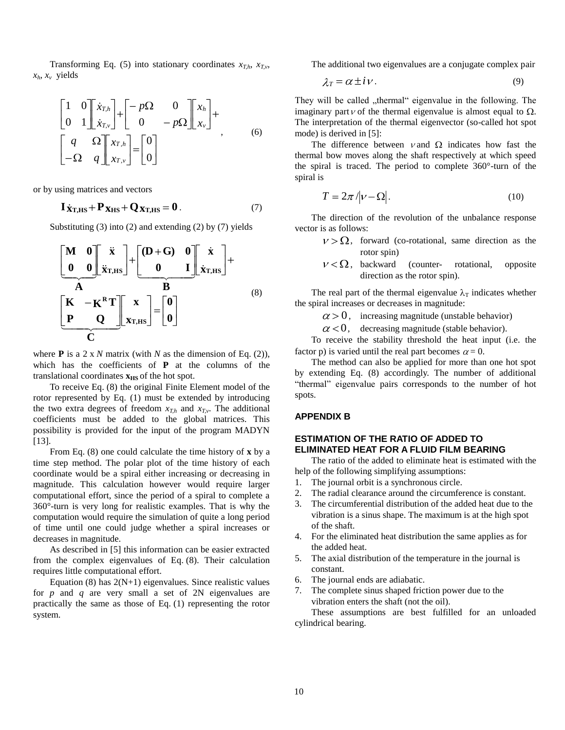Transforming Eq. (5) into stationary coordinates $x_{T,h}$, $x_{T,v}$, $x_h$, $x_v$ yields

$$\begin{bmatrix} 1 & 0 \\ 0 & 1 \end{bmatrix} \begin{bmatrix} \dot{x}_{T,h} \\ \dot{x}_{T,v} \end{bmatrix} + \begin{bmatrix} -p\Omega & 0 \\ 0 & -p\Omega \end{bmatrix} \begin{bmatrix} x_h \\ x_v \end{bmatrix} + \begin{bmatrix} q & \Omega \\ -\Omega & q \end{bmatrix} \begin{bmatrix} x_{T,h} \\ x_{T,v} \end{bmatrix} = \begin{bmatrix} 0 \\ 0 \end{bmatrix}, \tag{6}$$

or by using matrices and vectors

$$\mathbf{I}\,\dot{\mathbf{x}}_{\mathbf{T,HS}} + \mathbf{P}\,\mathbf{x}_{\mathbf{HS}} + \mathbf{Q}\,\mathbf{x}_{\mathbf{T,HS}} = \mathbf{0}. \tag{7}$$

Substituting (3) into (2) and extending (2) by (7) yields

$$\underbrace{\begin{bmatrix} \mathbf{M} & \mathbf{0} \\ \mathbf{0} & \mathbf{0} \end{bmatrix}}_{\mathbf{A}} \begin{bmatrix} \ddot{\mathbf{x}} \\ \ddot{\mathbf{x}}_{\mathbf{T,HS}} \end{bmatrix} + \underbrace{\begin{bmatrix} (\mathbf{D}+\mathbf{G}) & \mathbf{0} \\ \mathbf{0} & \mathbf{I} \end{bmatrix}}_{\mathbf{B}} \begin{bmatrix} \dot{\mathbf{x}} \\ \dot{\mathbf{x}}_{\mathbf{T,HS}} \end{bmatrix} + \underbrace{\begin{bmatrix} \mathbf{K} & -\mathbf{K}^{\mathbf{R}}\mathbf{T} \\ \mathbf{P} & \mathbf{Q} \end{bmatrix}}_{\mathbf{C}} \begin{bmatrix} \mathbf{x} \\ \mathbf{x}_{\mathbf{T,HS}} \end{bmatrix} = \begin{bmatrix} \mathbf{0} \\ \mathbf{0} \end{bmatrix} \tag{8}$$

where $\mathbf{P}$ is a 2 x $N$ matrix (with $N$ as the dimension of Eq. (2)), which has the coefficients of $\mathbf{P}$ at the columns of the translational coordinates $\mathbf{x}_{\mathbf{HS}}$ of the hot spot.

To receive Eq. (8) the original Finite Element model of the rotor represented by Eq. (1) must be extended by introducing the two extra degrees of freedom $x_{T,h}$ and $x_{T,v}$. The additional coefficients must be added to the global matrices. This possibility is provided for the input of the program MADYN [13].

From Eq. (8) one could calculate the time history of $\mathbf{x}$ by a time step method. The polar plot of the time history of each coordinate would be a spiral either increasing or decreasing in magnitude. This calculation however would require larger computational effort, since the period of a spiral to complete a 360°-turn is very long for realistic examples. That is why the computation would require the simulation of quite a long period of time until one could judge whether a spiral increases or decreases in magnitude.

As described in [5] this information can be easier extracted from the complex eigenvalues of Eq. (8). Their calculation requires little computational effort.

Equation (8) has 2(N+1) eigenvalues. Since realistic values for $p$ and $q$ are very small a set of 2N eigenvalues are practically the same as those of Eq. (1) representing the rotor system.

The additional two eigenvalues are a conjugate complex pair

$$\lambda_T = \alpha \pm i\nu. \tag{9}$$

They will be called „thermal" eigenvalue in the following. The imaginary part $\nu$ of the thermal eigenvalue is almost equal to $\Omega$. The interpretation of the thermal eigenvector (so-called hot spot mode) is derived in [5]:

The difference between $\nu$ and $\Omega$ indicates how fast the thermal bow moves along the shaft respectively at which speed the spiral is traced. The period to complete 360°-turn of the spiral is

$$T = 2\pi / |\nu - \Omega|. \tag{10}$$

The direction of the revolution of the unbalance response vector is as follows:

- $\nu > \Omega$, forward (co-rotational, same direction as the rotor spin)
- $\nu < \Omega$, backward (counter- rotational, opposite direction as the rotor spin).

The real part of the thermal eigenvalue $\lambda_T$ indicates whether the spiral increases or decreases in magnitude:

- $\alpha > 0$, increasing magnitude (unstable behavior)
- $\alpha < 0$, decreasing magnitude (stable behavior).

To receive the stability threshold the heat input (i.e. the factor p) is varied until the real part becomes $\alpha = 0$.

The method can also be applied for more than one hot spot by extending Eq. (8) accordingly. The number of additional "thermal" eigenvalue pairs corresponds to the number of hot spots.

## APPENDIX B

### ESTIMATION OF THE RATIO OF ADDED TO ELIMINATED HEAT FOR A FLUID FILM BEARING

The ratio of the added to eliminate heat is estimated with the help of the following simplifying assumptions:

1. The journal orbit is a synchronous circle.
2. The radial clearance around the circumference is constant.
3. The circumferential distribution of the added heat due to the vibration is a sinus shape. The maximum is at the high spot of the shaft.
4. For the eliminated heat distribution the same applies as for the added heat.
5. The axial distribution of the temperature in the journal is constant.
6. The journal ends are adiabatic.
7. The complete sinus shaped friction power due to the vibration enters the shaft (not the oil).

These assumptions are best fulfilled for an unloaded cylindrical bearing.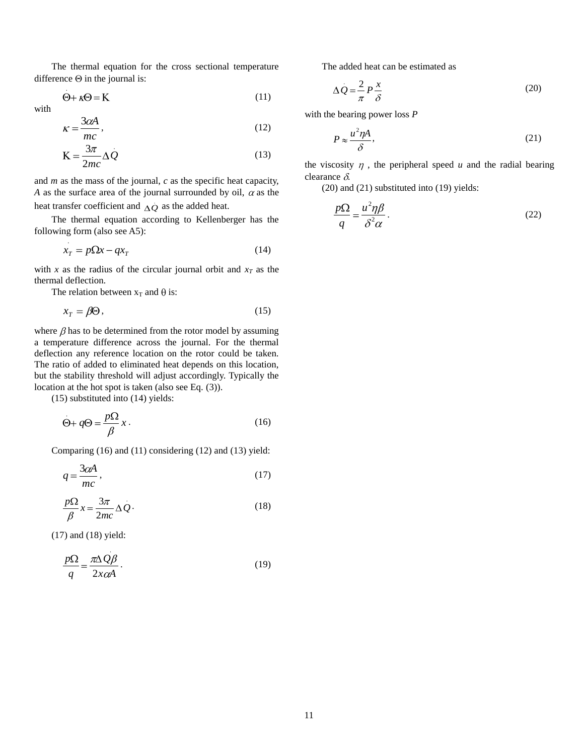The thermal equation for the cross sectional temperature difference $\Theta$ in the journal is:

$$\dot{\Theta} + \kappa\Theta = \mathrm{K} \tag{11}$$

with

$$\kappa = \frac{3\alpha A}{mc}, \tag{12}$$

$$\mathrm{K} = \frac{3\pi}{2mc}\Delta\dot{Q} \tag{13}$$

and $m$ as the mass of the journal, $c$ as the specific heat capacity, $A$ as the surface area of the journal surrounded by oil, $\alpha$ as the heat transfer coefficient and $\Delta\dot{Q}$ as the added heat.

The thermal equation according to Kellenberger has the following form (also see A5):

$$\dot{x}_T = p\Omega x - q x_T \tag{14}$$

with $x$ as the radius of the circular journal orbit and $x_T$ as the thermal deflection.

The relation between $x_T$ and $\theta$ is:

$$x_T = \beta\Theta, \tag{15}$$

where $\beta$ has to be determined from the rotor model by assuming a temperature difference across the journal. For the thermal deflection any reference location on the rotor could be taken. The ratio of added to eliminated heat depends on this location, but the stability threshold will adjust accordingly. Typically the location at the hot spot is taken (also see Eq. (3)).

(15) substituted into (14) yields:

$$\dot{\Theta} + q\Theta = \frac{p\Omega}{\beta}x. \tag{16}$$

Comparing (16) and (11) considering (12) and (13) yield:

$$q = \frac{3\alpha A}{mc}, \tag{17}$$

$$\frac{p\Omega}{\beta}x = \frac{3\pi}{2mc}\Delta\dot{Q}. \tag{18}$$

(17) and (18) yield:

$$\frac{p\Omega}{q} = \frac{\pi\Delta\dot{Q}\beta}{2x\alpha A}. \tag{19}$$

The added heat can be estimated as

$$\Delta\dot{Q} = \frac{2}{\pi}P\frac{x}{\delta} \tag{20}$$

with the bearing power loss $P$

$$P \approx \frac{u^2\eta A}{\delta}, \tag{21}$$

the viscosity $\eta$, the peripheral speed $u$ and the radial bearing clearance $\delta$.

(20) and (21) substituted into (19) yields:

$$\frac{p\Omega}{q} = \frac{u^2\eta\beta}{\delta^2\alpha}. \tag{22}$$